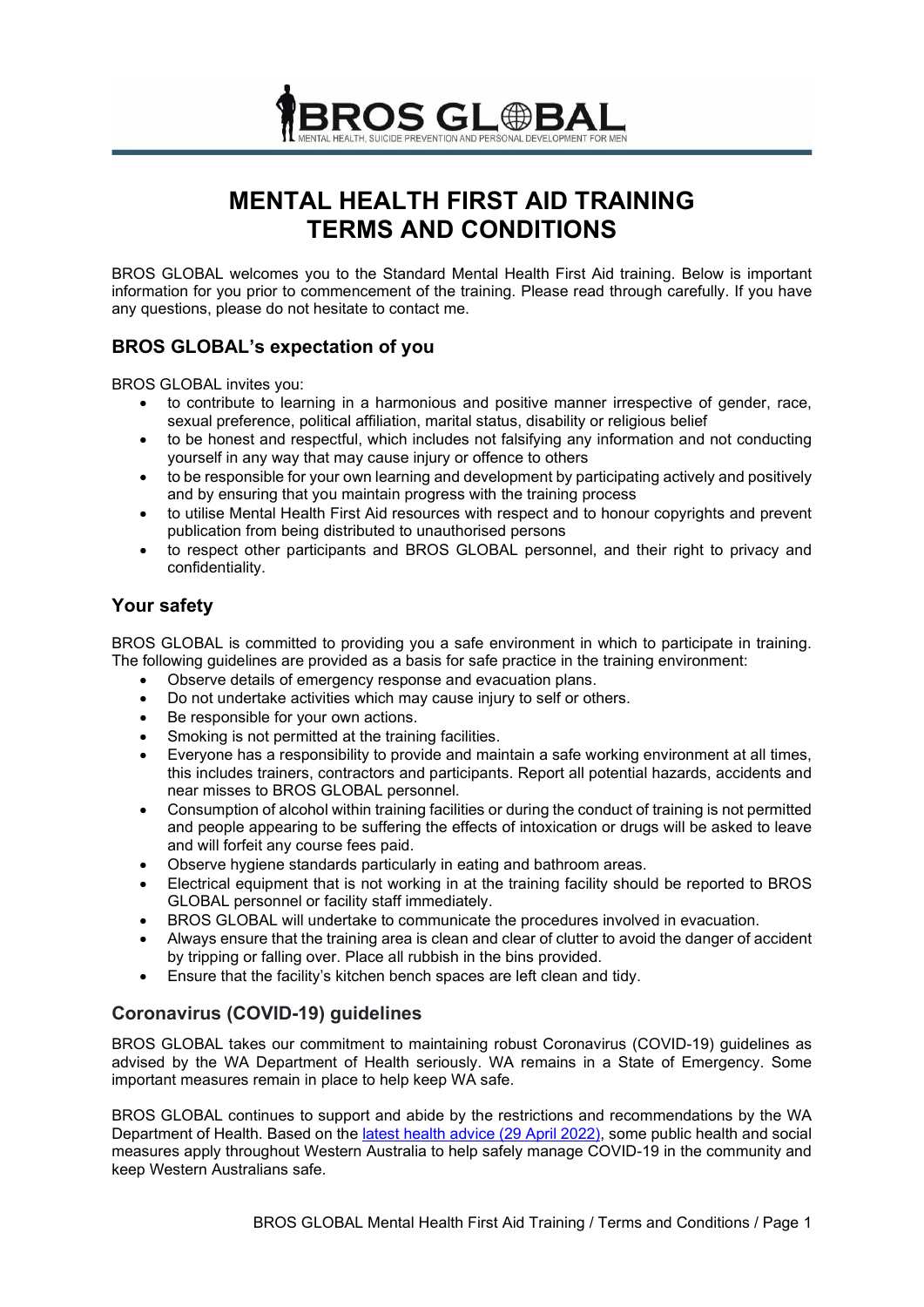BROS GLOBAL
MENTAL HEALTH, SUICIDE PREVENTION AND PERSONAL DEVELOPMENT FOR MEN

# MENTAL HEALTH FIRST AID TRAINING TERMS AND CONDITIONS

BROS GLOBAL welcomes you to the Standard Mental Health First Aid training. Below is important information for you prior to commencement of the training. Please read through carefully. If you have any questions, please do not hesitate to contact me.

## BROS GLOBAL's expectation of you

BROS GLOBAL invites you:

- to contribute to learning in a harmonious and positive manner irrespective of gender, race, sexual preference, political affiliation, marital status, disability or religious belief
- to be honest and respectful, which includes not falsifying any information and not conducting yourself in any way that may cause injury or offence to others
- to be responsible for your own learning and development by participating actively and positively and by ensuring that you maintain progress with the training process
- to utilise Mental Health First Aid resources with respect and to honour copyrights and prevent publication from being distributed to unauthorised persons
- to respect other participants and BROS GLOBAL personnel, and their right to privacy and confidentiality.

## Your safety

BROS GLOBAL is committed to providing you a safe environment in which to participate in training. The following guidelines are provided as a basis for safe practice in the training environment:

- Observe details of emergency response and evacuation plans.
- Do not undertake activities which may cause injury to self or others.
- Be responsible for your own actions.
- Smoking is not permitted at the training facilities.
- Everyone has a responsibility to provide and maintain a safe working environment at all times, this includes trainers, contractors and participants. Report all potential hazards, accidents and near misses to BROS GLOBAL personnel.
- Consumption of alcohol within training facilities or during the conduct of training is not permitted and people appearing to be suffering the effects of intoxication or drugs will be asked to leave and will forfeit any course fees paid.
- Observe hygiene standards particularly in eating and bathroom areas.
- Electrical equipment that is not working in at the training facility should be reported to BROS GLOBAL personnel or facility staff immediately.
- BROS GLOBAL will undertake to communicate the procedures involved in evacuation.
- Always ensure that the training area is clean and clear of clutter to avoid the danger of accident by tripping or falling over. Place all rubbish in the bins provided.
- Ensure that the facility's kitchen bench spaces are left clean and tidy.

## Coronavirus (COVID-19) guidelines

BROS GLOBAL takes our commitment to maintaining robust Coronavirus (COVID-19) guidelines as advised by the WA Department of Health seriously. WA remains in a State of Emergency. Some important measures remain in place to help keep WA safe.

BROS GLOBAL continues to support and abide by the restrictions and recommendations by the WA Department of Health. Based on the latest health advice (29 April 2022), some public health and social measures apply throughout Western Australia to help safely manage COVID-19 in the community and keep Western Australians safe.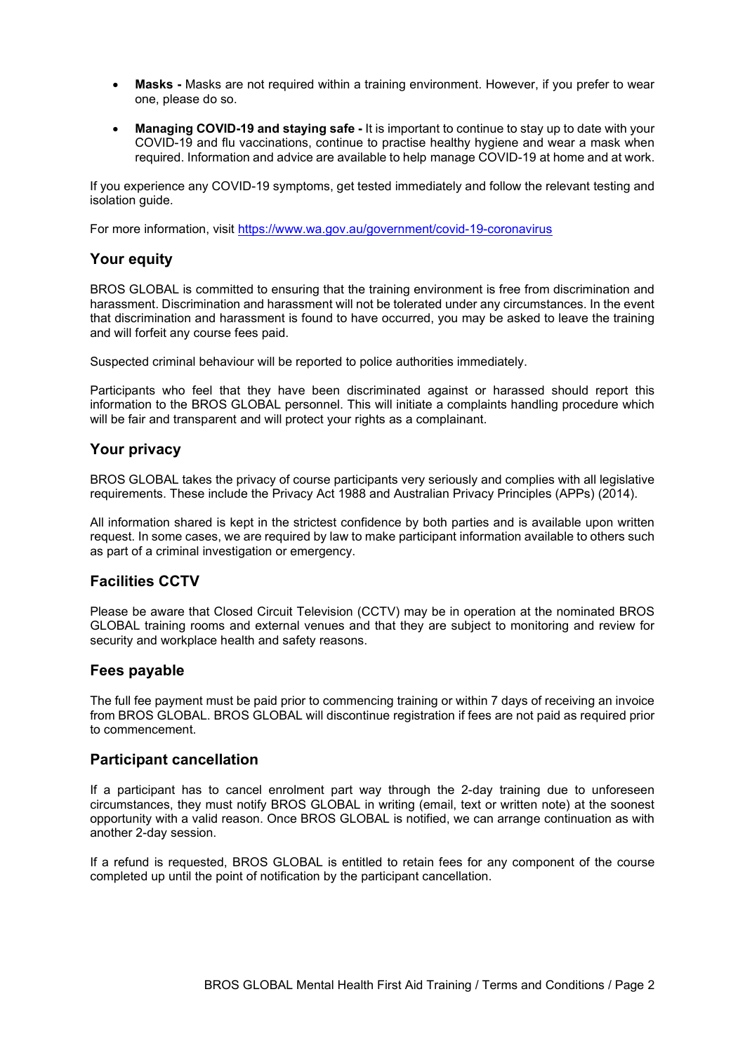- **Masks -** Masks are not required within a training environment. However, if you prefer to wear one, please do so.
- **Managing COVID-19 and staying safe -** It is important to continue to stay up to date with your COVID-19 and flu vaccinations, continue to practise healthy hygiene and wear a mask when required. Information and advice are available to help manage COVID-19 at home and at work.

If you experience any COVID-19 symptoms, get tested immediately and follow the relevant testing and isolation guide.

For more information, visit https://www.wa.gov.au/government/covid-19-coronavirus

## Your equity

BROS GLOBAL is committed to ensuring that the training environment is free from discrimination and harassment. Discrimination and harassment will not be tolerated under any circumstances. In the event that discrimination and harassment is found to have occurred, you may be asked to leave the training and will forfeit any course fees paid.

Suspected criminal behaviour will be reported to police authorities immediately.

Participants who feel that they have been discriminated against or harassed should report this information to the BROS GLOBAL personnel. This will initiate a complaints handling procedure which will be fair and transparent and will protect your rights as a complainant.

## Your privacy

BROS GLOBAL takes the privacy of course participants very seriously and complies with all legislative requirements. These include the Privacy Act 1988 and Australian Privacy Principles (APPs) (2014).

All information shared is kept in the strictest confidence by both parties and is available upon written request. In some cases, we are required by law to make participant information available to others such as part of a criminal investigation or emergency.

## Facilities CCTV

Please be aware that Closed Circuit Television (CCTV) may be in operation at the nominated BROS GLOBAL training rooms and external venues and that they are subject to monitoring and review for security and workplace health and safety reasons.

## Fees payable

The full fee payment must be paid prior to commencing training or within 7 days of receiving an invoice from BROS GLOBAL. BROS GLOBAL will discontinue registration if fees are not paid as required prior to commencement.

## Participant cancellation

If a participant has to cancel enrolment part way through the 2-day training due to unforeseen circumstances, they must notify BROS GLOBAL in writing (email, text or written note) at the soonest opportunity with a valid reason. Once BROS GLOBAL is notified, we can arrange continuation as with another 2-day session.

If a refund is requested, BROS GLOBAL is entitled to retain fees for any component of the course completed up until the point of notification by the participant cancellation.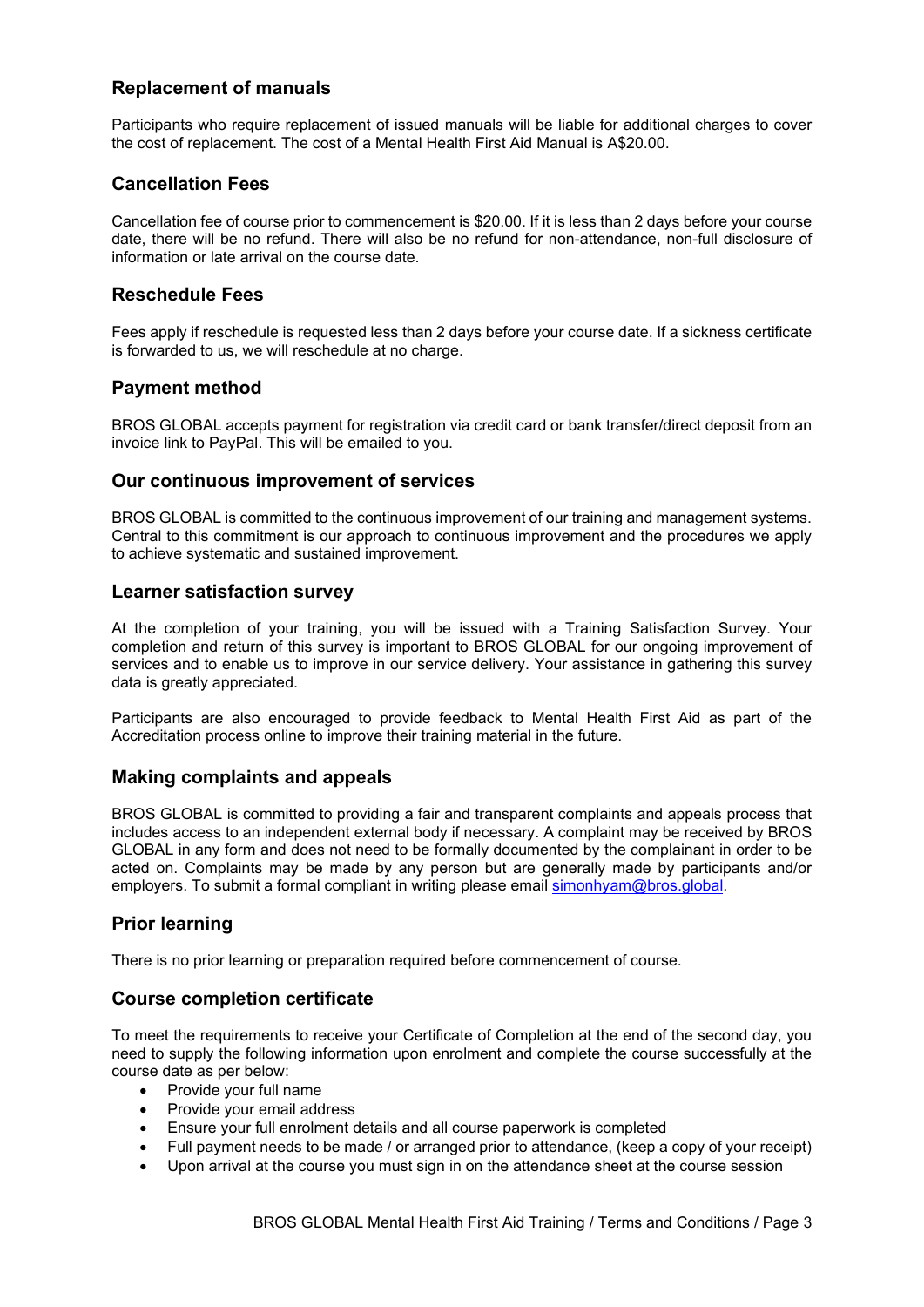## Replacement of manuals

Participants who require replacement of issued manuals will be liable for additional charges to cover the cost of replacement. The cost of a Mental Health First Aid Manual is A$20.00.

## Cancellation Fees

Cancellation fee of course prior to commencement is $20.00. If it is less than 2 days before your course date, there will be no refund. There will also be no refund for non-attendance, non-full disclosure of information or late arrival on the course date.

## Reschedule Fees

Fees apply if reschedule is requested less than 2 days before your course date. If a sickness certificate is forwarded to us, we will reschedule at no charge.

## Payment method

BROS GLOBAL accepts payment for registration via credit card or bank transfer/direct deposit from an invoice link to PayPal. This will be emailed to you.

## Our continuous improvement of services

BROS GLOBAL is committed to the continuous improvement of our training and management systems. Central to this commitment is our approach to continuous improvement and the procedures we apply to achieve systematic and sustained improvement.

## Learner satisfaction survey

At the completion of your training, you will be issued with a Training Satisfaction Survey. Your completion and return of this survey is important to BROS GLOBAL for our ongoing improvement of services and to enable us to improve in our service delivery. Your assistance in gathering this survey data is greatly appreciated.

Participants are also encouraged to provide feedback to Mental Health First Aid as part of the Accreditation process online to improve their training material in the future.

## Making complaints and appeals

BROS GLOBAL is committed to providing a fair and transparent complaints and appeals process that includes access to an independent external body if necessary. A complaint may be received by BROS GLOBAL in any form and does not need to be formally documented by the complainant in order to be acted on. Complaints may be made by any person but are generally made by participants and/or employers. To submit a formal compliant in writing please email [simonhyam@bros.global](mailto:simonhyam@bros.global).

## Prior learning

There is no prior learning or preparation required before commencement of course.

## Course completion certificate

To meet the requirements to receive your Certificate of Completion at the end of the second day, you need to supply the following information upon enrolment and complete the course successfully at the course date as per below:

- Provide your full name
- Provide your email address
- Ensure your full enrolment details and all course paperwork is completed
- Full payment needs to be made / or arranged prior to attendance, (keep a copy of your receipt)
- Upon arrival at the course you must sign in on the attendance sheet at the course session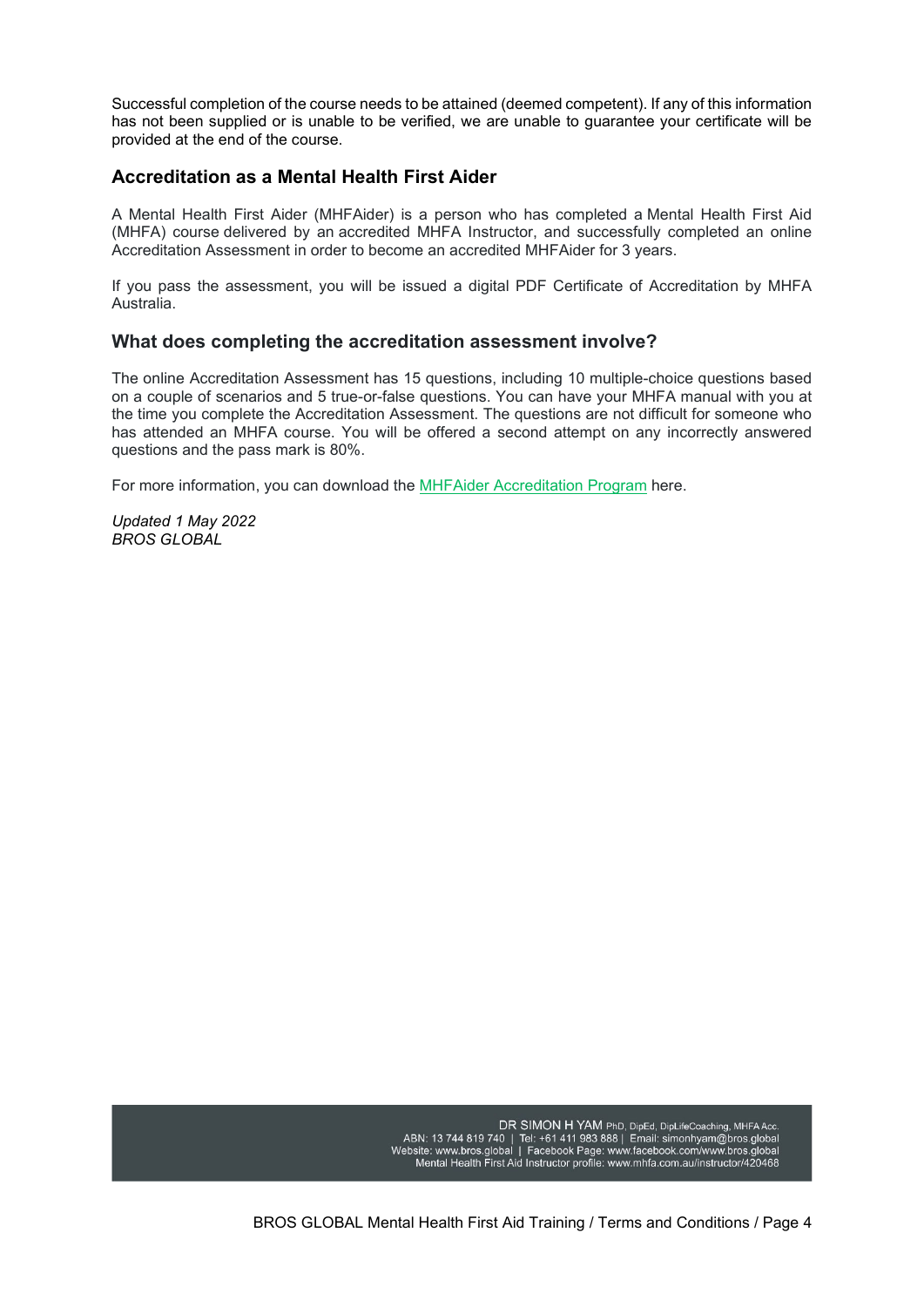Successful completion of the course needs to be attained (deemed competent). If any of this information has not been supplied or is unable to be verified, we are unable to guarantee your certificate will be provided at the end of the course.

## Accreditation as a Mental Health First Aider

A Mental Health First Aider (MHFAider) is a person who has completed a Mental Health First Aid (MHFA) course delivered by an accredited MHFA Instructor, and successfully completed an online Accreditation Assessment in order to become an accredited MHFAider for 3 years.

If you pass the assessment, you will be issued a digital PDF Certificate of Accreditation by MHFA Australia.

## What does completing the accreditation assessment involve?

The online Accreditation Assessment has 15 questions, including 10 multiple-choice questions based on a couple of scenarios and 5 true-or-false questions. You can have your MHFA manual with you at the time you complete the Accreditation Assessment. The questions are not difficult for someone who has attended an MHFA course. You will be offered a second attempt on any incorrectly answered questions and the pass mark is 80%.

For more information, you can download the [MHFAider Accreditation Program](#) here.

*Updated 1 May 2022*
*BROS GLOBAL*